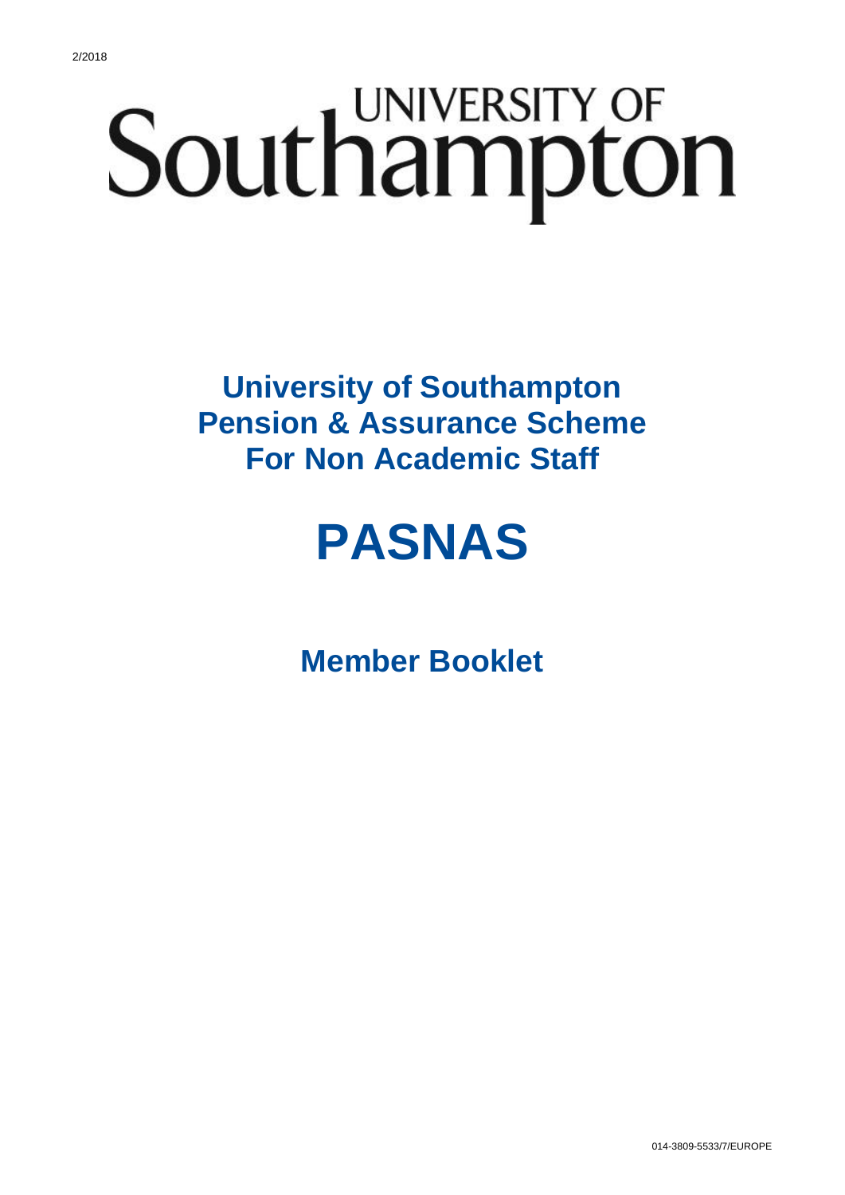2/2018

UNIVERSITY OF
Southampton

# University of Southampton Pension & Assurance Scheme For Non Academic Staff

# PASNAS

## Member Booklet

014-3809-5533/7/EUROPE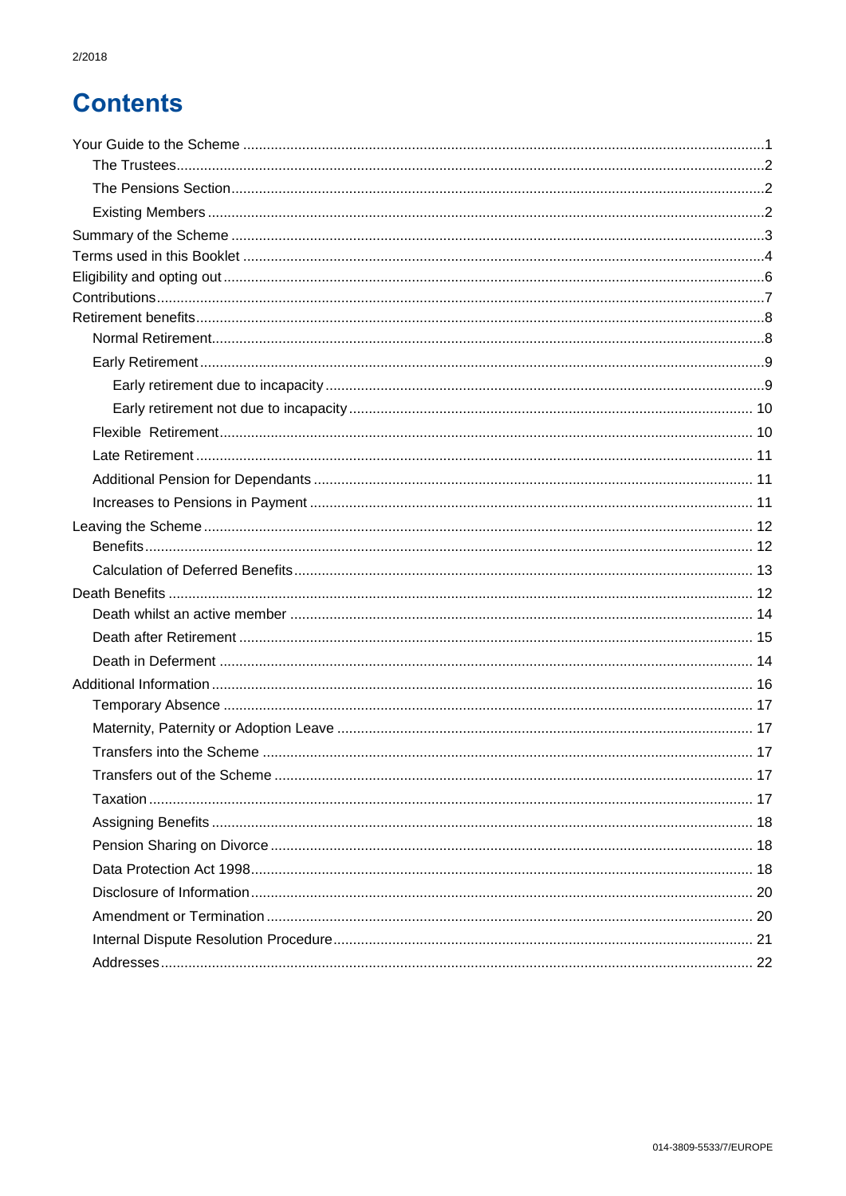# Contents

- Your Guide to the Scheme ....1
  - The Trustees....2
  - The Pensions Section....2
  - Existing Members....2
- Summary of the Scheme....3
- Terms used in this Booklet....4
- Eligibility and opting out....6
- Contributions....7
- Retirement benefits....8
  - Normal Retirement....8
  - Early Retirement....9
    - Early retirement due to incapacity....9
    - Early retirement not due to incapacity....10
  - Flexible Retirement....10
  - Late Retirement....11
  - Additional Pension for Dependants....11
  - Increases to Pensions in Payment....11
- Leaving the Scheme....12
  - Benefits....12
  - Calculation of Deferred Benefits....13
- Death Benefits....12
  - Death whilst an active member....14
  - Death after Retirement....15
  - Death in Deferment....14
- Additional Information....16
  - Temporary Absence....17
  - Maternity, Paternity or Adoption Leave....17
  - Transfers into the Scheme....17
  - Transfers out of the Scheme....17
  - Taxation....17
  - Assigning Benefits....18
  - Pension Sharing on Divorce....18
  - Data Protection Act 1998....18
  - Disclosure of Information....20
  - Amendment or Termination....20
  - Internal Dispute Resolution Procedure....21
  - Addresses....22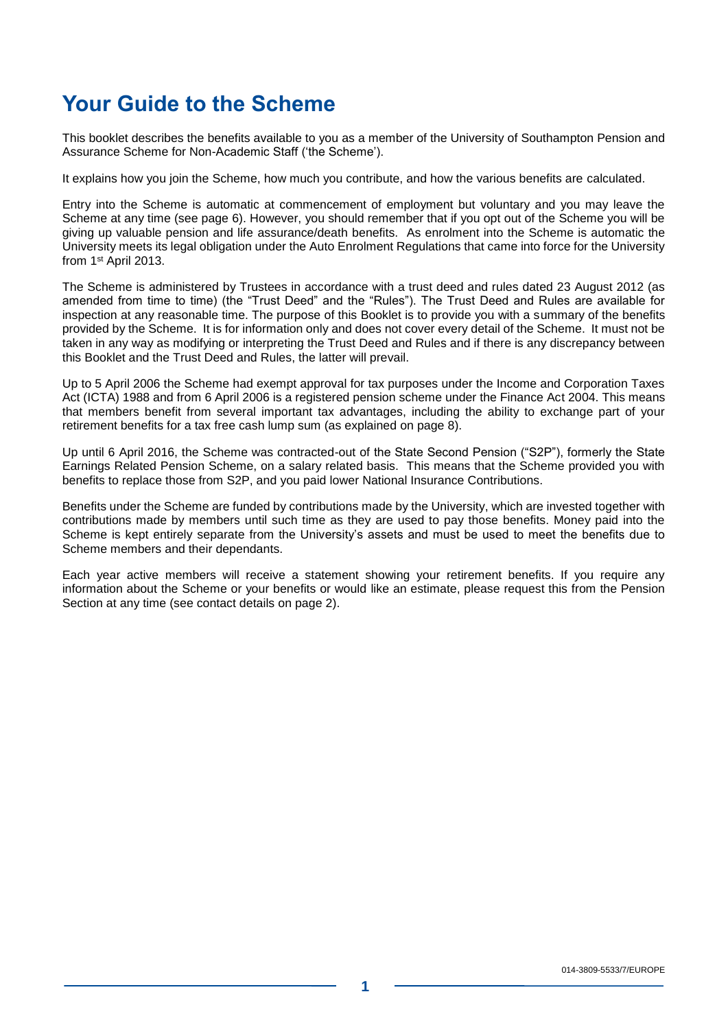# Your Guide to the Scheme

This booklet describes the benefits available to you as a member of the University of Southampton Pension and Assurance Scheme for Non-Academic Staff ('the Scheme').

It explains how you join the Scheme, how much you contribute, and how the various benefits are calculated.

Entry into the Scheme is automatic at commencement of employment but voluntary and you may leave the Scheme at any time (see page 6). However, you should remember that if you opt out of the Scheme you will be giving up valuable pension and life assurance/death benefits. As enrolment into the Scheme is automatic the University meets its legal obligation under the Auto Enrolment Regulations that came into force for the University from 1st April 2013.

The Scheme is administered by Trustees in accordance with a trust deed and rules dated 23 August 2012 (as amended from time to time) (the "Trust Deed" and the "Rules"). The Trust Deed and Rules are available for inspection at any reasonable time. The purpose of this Booklet is to provide you with a summary of the benefits provided by the Scheme. It is for information only and does not cover every detail of the Scheme. It must not be taken in any way as modifying or interpreting the Trust Deed and Rules and if there is any discrepancy between this Booklet and the Trust Deed and Rules, the latter will prevail.

Up to 5 April 2006 the Scheme had exempt approval for tax purposes under the Income and Corporation Taxes Act (ICTA) 1988 and from 6 April 2006 is a registered pension scheme under the Finance Act 2004. This means that members benefit from several important tax advantages, including the ability to exchange part of your retirement benefits for a tax free cash lump sum (as explained on page 8).

Up until 6 April 2016, the Scheme was contracted-out of the State Second Pension ("S2P"), formerly the State Earnings Related Pension Scheme, on a salary related basis. This means that the Scheme provided you with benefits to replace those from S2P, and you paid lower National Insurance Contributions.

Benefits under the Scheme are funded by contributions made by the University, which are invested together with contributions made by members until such time as they are used to pay those benefits. Money paid into the Scheme is kept entirely separate from the University's assets and must be used to meet the benefits due to Scheme members and their dependants.

Each year active members will receive a statement showing your retirement benefits. If you require any information about the Scheme or your benefits or would like an estimate, please request this from the Pension Section at any time (see contact details on page 2).

014-3809-5533/7/EUROPE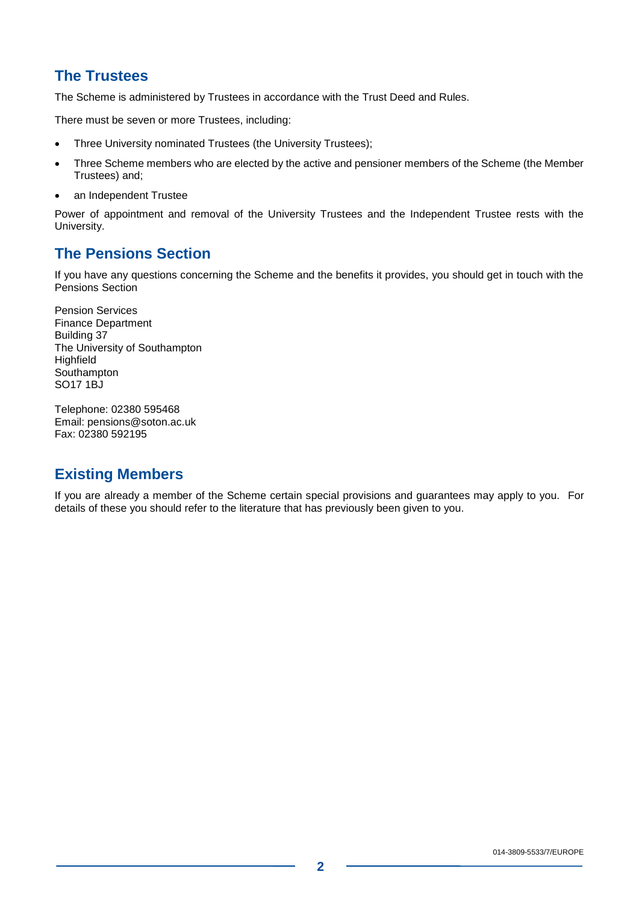## The Trustees

The Scheme is administered by Trustees in accordance with the Trust Deed and Rules.

There must be seven or more Trustees, including:

- Three University nominated Trustees (the University Trustees);
- Three Scheme members who are elected by the active and pensioner members of the Scheme (the Member Trustees) and;
- an Independent Trustee

Power of appointment and removal of the University Trustees and the Independent Trustee rests with the University.

## The Pensions Section

If you have any questions concerning the Scheme and the benefits it provides, you should get in touch with the Pensions Section

Pension Services
Finance Department
Building 37
The University of Southampton
Highfield
Southampton
SO17 1BJ

Telephone: 02380 595468
Email: pensions@soton.ac.uk
Fax: 02380 592195

## Existing Members

If you are already a member of the Scheme certain special provisions and guarantees may apply to you. For details of these you should refer to the literature that has previously been given to you.

014-3809-5533/7/EUROPE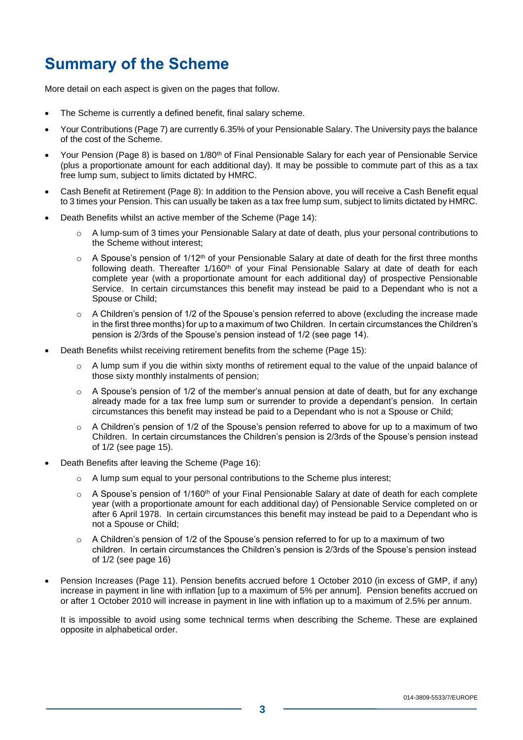# Summary of the Scheme

More detail on each aspect is given on the pages that follow.

- The Scheme is currently a defined benefit, final salary scheme.
- Your Contributions (Page 7) are currently 6.35% of your Pensionable Salary. The University pays the balance of the cost of the Scheme.
- Your Pension (Page 8) is based on 1/80th of Final Pensionable Salary for each year of Pensionable Service (plus a proportionate amount for each additional day). It may be possible to commute part of this as a tax free lump sum, subject to limits dictated by HMRC.
- Cash Benefit at Retirement (Page 8): In addition to the Pension above, you will receive a Cash Benefit equal to 3 times your Pension. This can usually be taken as a tax free lump sum, subject to limits dictated by HMRC.
- Death Benefits whilst an active member of the Scheme (Page 14):
  - A lump-sum of 3 times your Pensionable Salary at date of death, plus your personal contributions to the Scheme without interest;
  - A Spouse's pension of 1/12th of your Pensionable Salary at date of death for the first three months following death. Thereafter 1/160th of your Final Pensionable Salary at date of death for each complete year (with a proportionate amount for each additional day) of prospective Pensionable Service. In certain circumstances this benefit may instead be paid to a Dependant who is not a Spouse or Child;
  - A Children's pension of 1/2 of the Spouse's pension referred to above (excluding the increase made in the first three months) for up to a maximum of two Children. In certain circumstances the Children's pension is 2/3rds of the Spouse's pension instead of 1/2 (see page 14).
- Death Benefits whilst receiving retirement benefits from the scheme (Page 15):
  - A lump sum if you die within sixty months of retirement equal to the value of the unpaid balance of those sixty monthly instalments of pension;
  - A Spouse's pension of 1/2 of the member's annual pension at date of death, but for any exchange already made for a tax free lump sum or surrender to provide a dependant's pension. In certain circumstances this benefit may instead be paid to a Dependant who is not a Spouse or Child;
  - A Children's pension of 1/2 of the Spouse's pension referred to above for up to a maximum of two Children. In certain circumstances the Children's pension is 2/3rds of the Spouse's pension instead of 1/2 (see page 15).
- Death Benefits after leaving the Scheme (Page 16):
  - A lump sum equal to your personal contributions to the Scheme plus interest;
  - A Spouse's pension of 1/160th of your Final Pensionable Salary at date of death for each complete year (with a proportionate amount for each additional day) of Pensionable Service completed on or after 6 April 1978. In certain circumstances this benefit may instead be paid to a Dependant who is not a Spouse or Child;
  - A Children's pension of 1/2 of the Spouse's pension referred to for up to a maximum of two children. In certain circumstances the Children's pension is 2/3rds of the Spouse's pension instead of 1/2 (see page 16)
- Pension Increases (Page 11). Pension benefits accrued before 1 October 2010 (in excess of GMP, if any) increase in payment in line with inflation [up to a maximum of 5% per annum]. Pension benefits accrued on or after 1 October 2010 will increase in payment in line with inflation up to a maximum of 2.5% per annum.

  It is impossible to avoid using some technical terms when describing the Scheme. These are explained opposite in alphabetical order.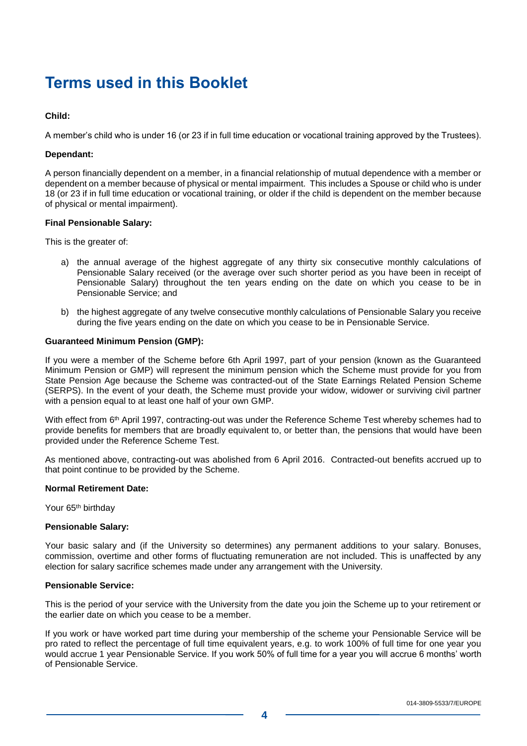# Terms used in this Booklet

**Child:**

A member's child who is under 16 (or 23 if in full time education or vocational training approved by the Trustees).

**Dependant:**

A person financially dependent on a member, in a financial relationship of mutual dependence with a member or dependent on a member because of physical or mental impairment. This includes a Spouse or child who is under 18 (or 23 if in full time education or vocational training, or older if the child is dependent on the member because of physical or mental impairment).

**Final Pensionable Salary:**

This is the greater of:

a) the annual average of the highest aggregate of any thirty six consecutive monthly calculations of Pensionable Salary received (or the average over such shorter period as you have been in receipt of Pensionable Salary) throughout the ten years ending on the date on which you cease to be in Pensionable Service; and

b) the highest aggregate of any twelve consecutive monthly calculations of Pensionable Salary you receive during the five years ending on the date on which you cease to be in Pensionable Service.

**Guaranteed Minimum Pension (GMP):**

If you were a member of the Scheme before 6th April 1997, part of your pension (known as the Guaranteed Minimum Pension or GMP) will represent the minimum pension which the Scheme must provide for you from State Pension Age because the Scheme was contracted-out of the State Earnings Related Pension Scheme (SERPS). In the event of your death, the Scheme must provide your widow, widower or surviving civil partner with a pension equal to at least one half of your own GMP.

With effect from 6th April 1997, contracting-out was under the Reference Scheme Test whereby schemes had to provide benefits for members that are broadly equivalent to, or better than, the pensions that would have been provided under the Reference Scheme Test.

As mentioned above, contracting-out was abolished from 6 April 2016. Contracted-out benefits accrued up to that point continue to be provided by the Scheme.

**Normal Retirement Date:**

Your 65th birthday

**Pensionable Salary:**

Your basic salary and (if the University so determines) any permanent additions to your salary. Bonuses, commission, overtime and other forms of fluctuating remuneration are not included. This is unaffected by any election for salary sacrifice schemes made under any arrangement with the University.

**Pensionable Service:**

This is the period of your service with the University from the date you join the Scheme up to your retirement or the earlier date on which you cease to be a member.

If you work or have worked part time during your membership of the scheme your Pensionable Service will be pro rated to reflect the percentage of full time equivalent years, e.g. to work 100% of full time for one year you would accrue 1 year Pensionable Service. If you work 50% of full time for a year you will accrue 6 months' worth of Pensionable Service.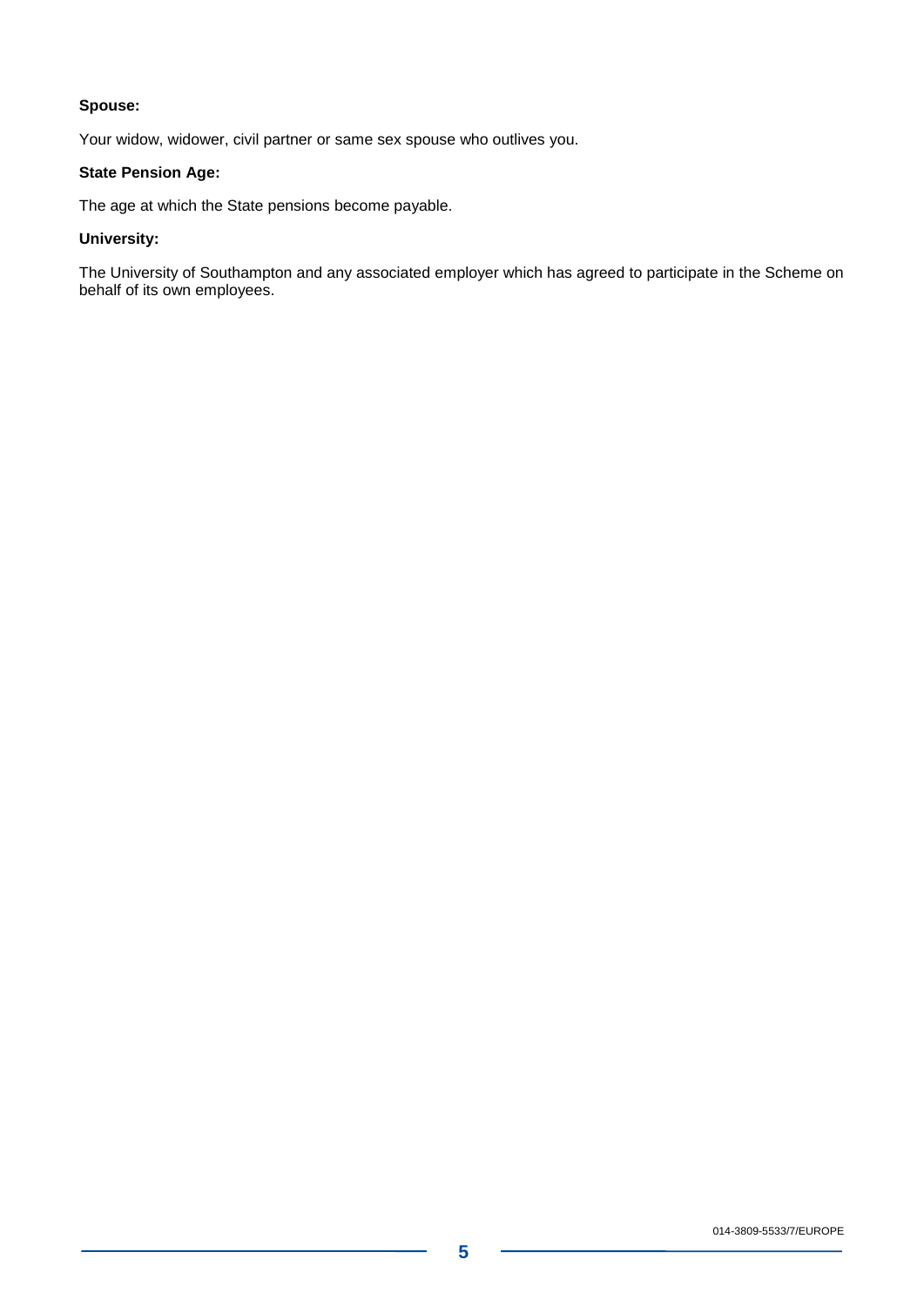**Spouse:**

Your widow, widower, civil partner or same sex spouse who outlives you.

**State Pension Age:**

The age at which the State pensions become payable.

**University:**

The University of Southampton and any associated employer which has agreed to participate in the Scheme on behalf of its own employees.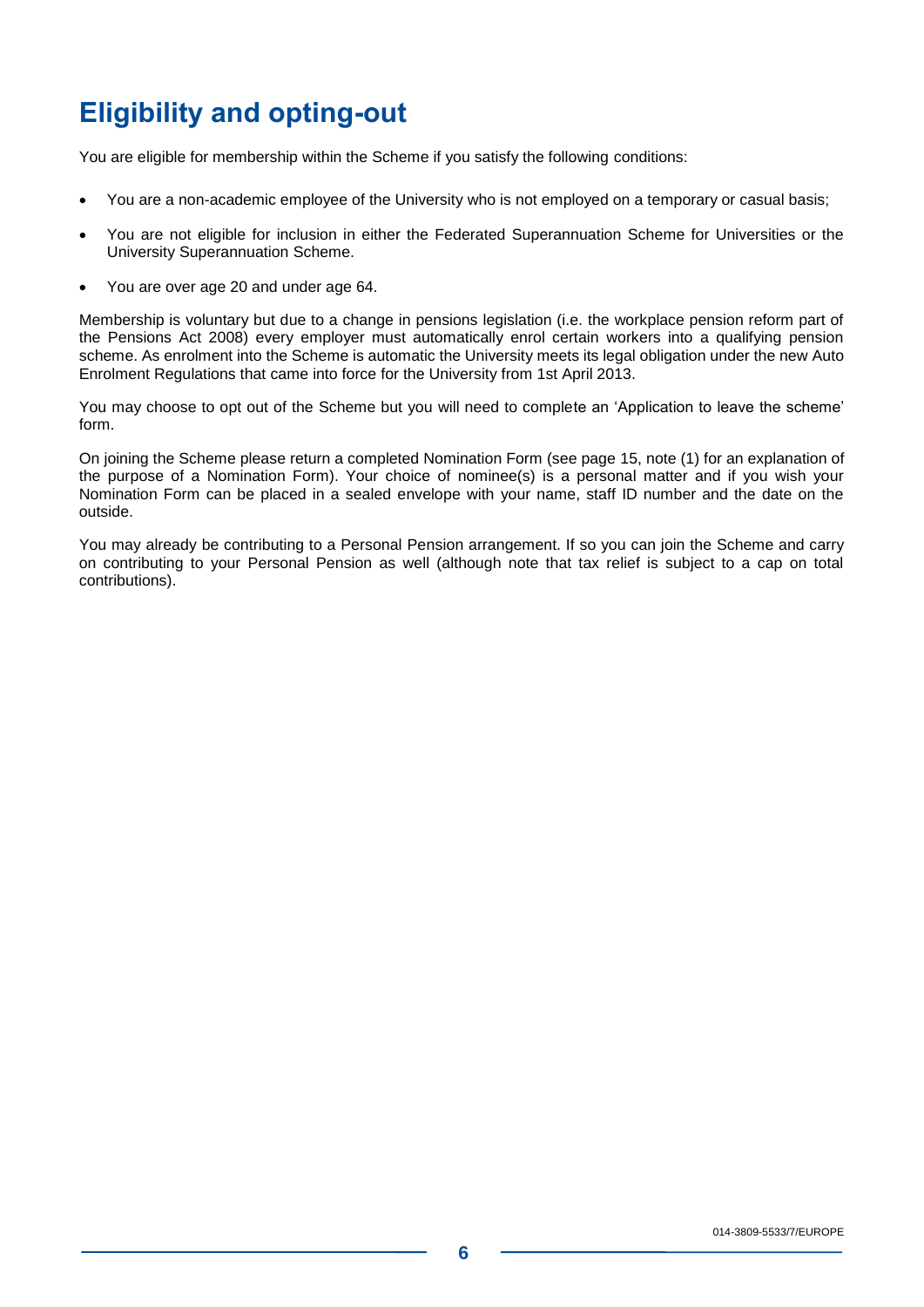# Eligibility and opting-out

You are eligible for membership within the Scheme if you satisfy the following conditions:

- You are a non-academic employee of the University who is not employed on a temporary or casual basis;
- You are not eligible for inclusion in either the Federated Superannuation Scheme for Universities or the University Superannuation Scheme.
- You are over age 20 and under age 64.

Membership is voluntary but due to a change in pensions legislation (i.e. the workplace pension reform part of the Pensions Act 2008) every employer must automatically enrol certain workers into a qualifying pension scheme. As enrolment into the Scheme is automatic the University meets its legal obligation under the new Auto Enrolment Regulations that came into force for the University from 1st April 2013.

You may choose to opt out of the Scheme but you will need to complete an 'Application to leave the scheme' form.

On joining the Scheme please return a completed Nomination Form (see page 15, note (1) for an explanation of the purpose of a Nomination Form). Your choice of nominee(s) is a personal matter and if you wish your Nomination Form can be placed in a sealed envelope with your name, staff ID number and the date on the outside.

You may already be contributing to a Personal Pension arrangement. If so you can join the Scheme and carry on contributing to your Personal Pension as well (although note that tax relief is subject to a cap on total contributions).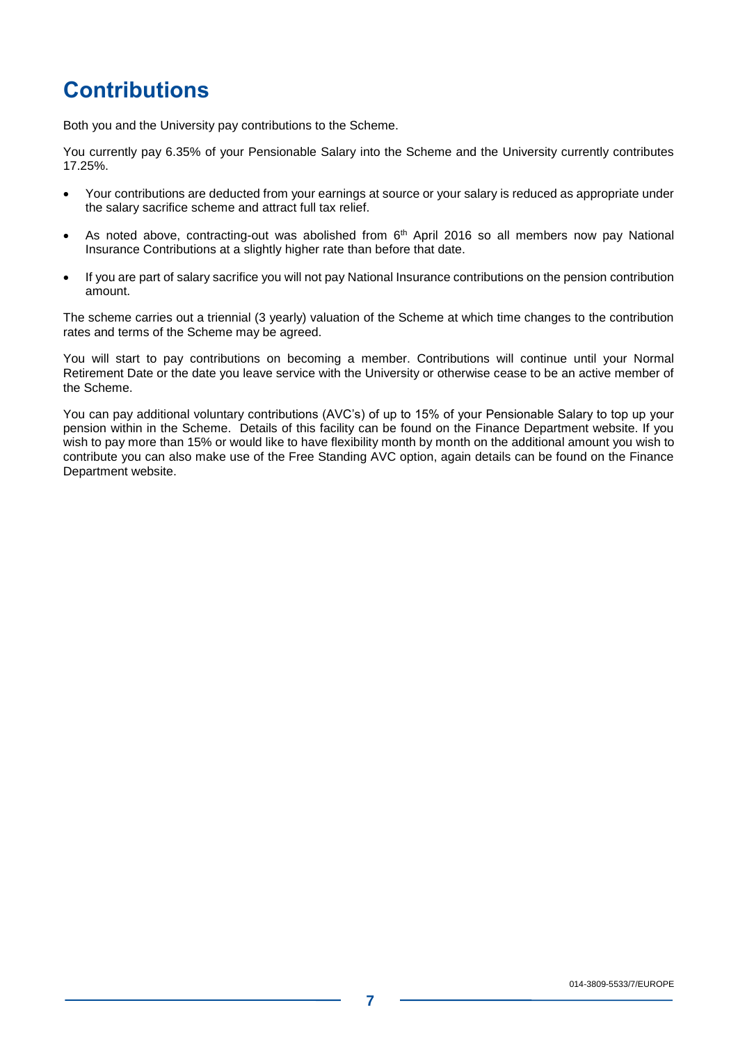# Contributions

Both you and the University pay contributions to the Scheme.

You currently pay 6.35% of your Pensionable Salary into the Scheme and the University currently contributes 17.25%.

- Your contributions are deducted from your earnings at source or your salary is reduced as appropriate under the salary sacrifice scheme and attract full tax relief.
- As noted above, contracting-out was abolished from 6th April 2016 so all members now pay National Insurance Contributions at a slightly higher rate than before that date.
- If you are part of salary sacrifice you will not pay National Insurance contributions on the pension contribution amount.

The scheme carries out a triennial (3 yearly) valuation of the Scheme at which time changes to the contribution rates and terms of the Scheme may be agreed.

You will start to pay contributions on becoming a member. Contributions will continue until your Normal Retirement Date or the date you leave service with the University or otherwise cease to be an active member of the Scheme.

You can pay additional voluntary contributions (AVC's) of up to 15% of your Pensionable Salary to top up your pension within in the Scheme. Details of this facility can be found on the Finance Department website. If you wish to pay more than 15% or would like to have flexibility month by month on the additional amount you wish to contribute you can also make use of the Free Standing AVC option, again details can be found on the Finance Department website.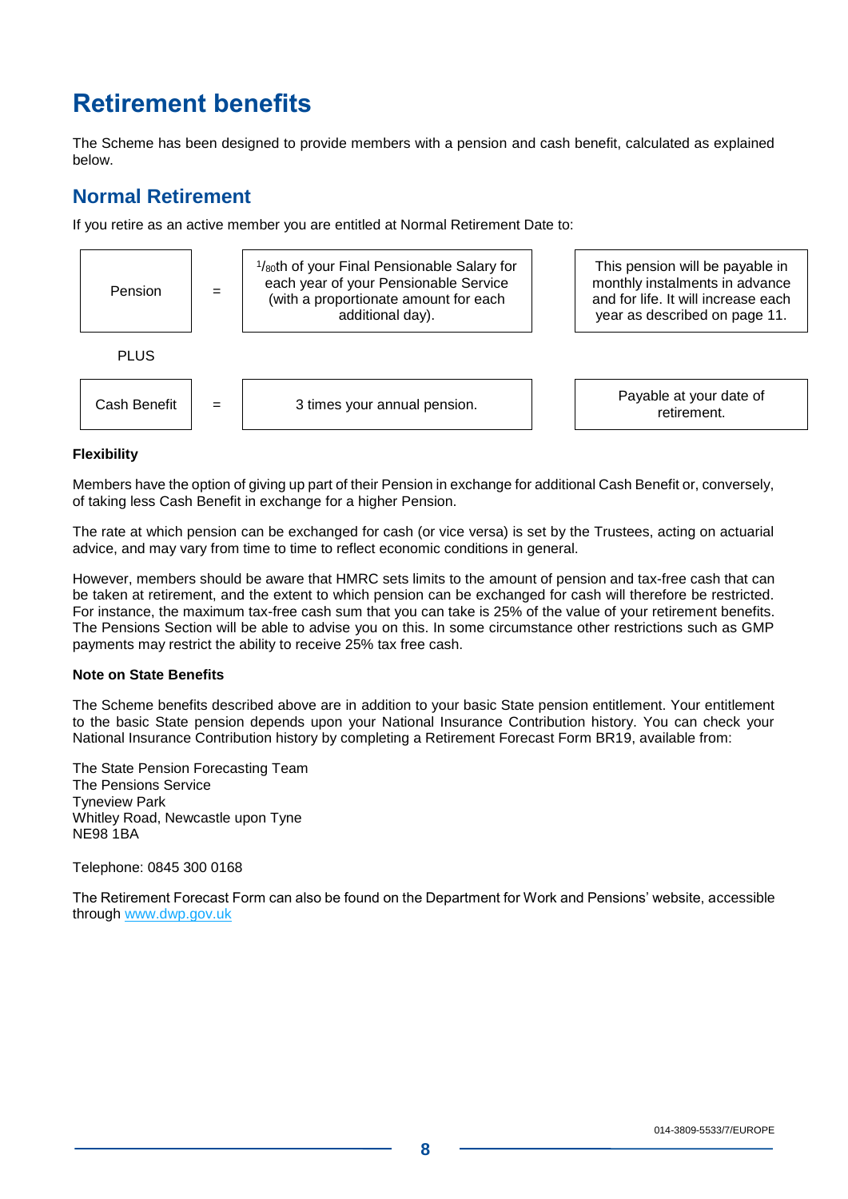# Retirement benefits

The Scheme has been designed to provide members with a pension and cash benefit, calculated as explained below.

## Normal Retirement

If you retire as an active member you are entitled at Normal Retirement Date to:

| | | | |
|---|---|---|---|
| Pension | = | $^{1}/_{80}$th of your Final Pensionable Salary for each year of your Pensionable Service (with a proportionate amount for each additional day). | This pension will be payable in monthly instalments in advance and for life. It will increase each year as described on page 11. |
| PLUS | | | |
| Cash Benefit | = | 3 times your annual pension. | Payable at your date of retirement. |

**Flexibility**

Members have the option of giving up part of their Pension in exchange for additional Cash Benefit or, conversely, of taking less Cash Benefit in exchange for a higher Pension.

The rate at which pension can be exchanged for cash (or vice versa) is set by the Trustees, acting on actuarial advice, and may vary from time to time to reflect economic conditions in general.

However, members should be aware that HMRC sets limits to the amount of pension and tax-free cash that can be taken at retirement, and the extent to which pension can be exchanged for cash will therefore be restricted. For instance, the maximum tax-free cash sum that you can take is 25% of the value of your retirement benefits. The Pensions Section will be able to advise you on this. In some circumstance other restrictions such as GMP payments may restrict the ability to receive 25% tax free cash.

**Note on State Benefits**

The Scheme benefits described above are in addition to your basic State pension entitlement. Your entitlement to the basic State pension depends upon your National Insurance Contribution history. You can check your National Insurance Contribution history by completing a Retirement Forecast Form BR19, available from:

The State Pension Forecasting Team
The Pensions Service
Tyneview Park
Whitley Road, Newcastle upon Tyne
NE98 1BA

Telephone: 0845 300 0168

The Retirement Forecast Form can also be found on the Department for Work and Pensions' website, accessible through www.dwp.gov.uk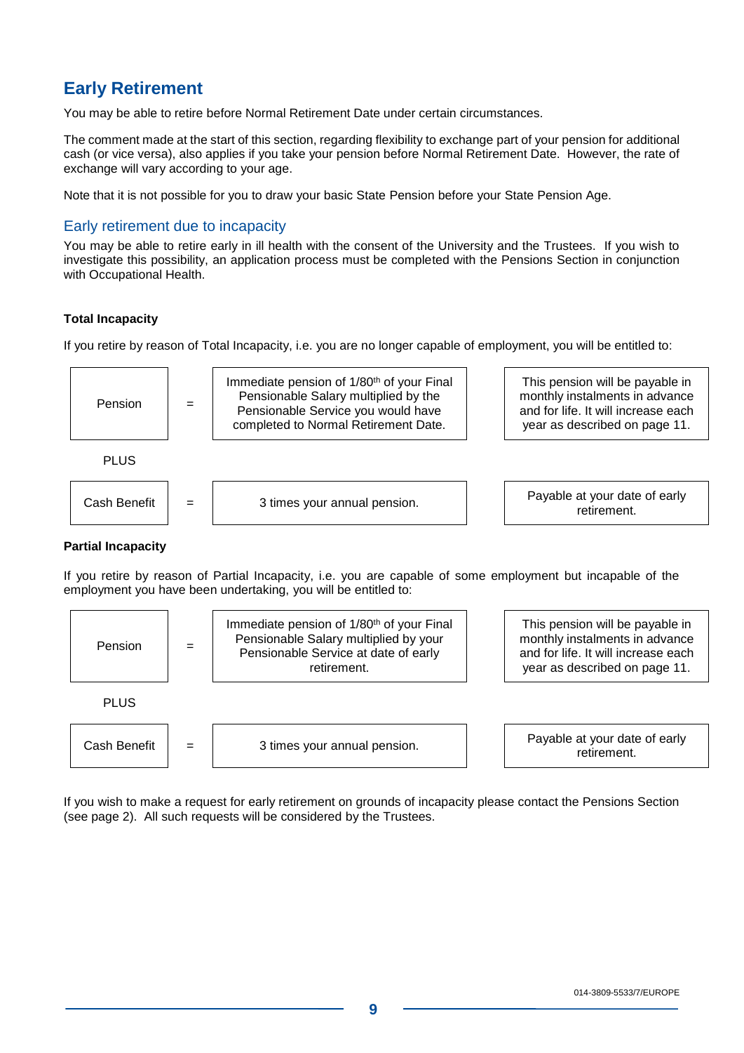## Early Retirement

You may be able to retire before Normal Retirement Date under certain circumstances.

The comment made at the start of this section, regarding flexibility to exchange part of your pension for additional cash (or vice versa), also applies if you take your pension before Normal Retirement Date. However, the rate of exchange will vary according to your age.

Note that it is not possible for you to draw your basic State Pension before your State Pension Age.

### Early retirement due to incapacity

You may be able to retire early in ill health with the consent of the University and the Trustees. If you wish to investigate this possibility, an application process must be completed with the Pensions Section in conjunction with Occupational Health.

**Total Incapacity**

If you retire by reason of Total Incapacity, i.e. you are no longer capable of employment, you will be entitled to:

| | | | |
|---|---|---|---|
| Pension | = | Immediate pension of 1/80th of your Final Pensionable Salary multiplied by the Pensionable Service you would have completed to Normal Retirement Date. | This pension will be payable in monthly instalments in advance and for life. It will increase each year as described on page 11. |
| PLUS | | | |
| Cash Benefit | = | 3 times your annual pension. | Payable at your date of early retirement. |

**Partial Incapacity**

If you retire by reason of Partial Incapacity, i.e. you are capable of some employment but incapable of the employment you have been undertaking, you will be entitled to:

| | | | |
|---|---|---|---|
| Pension | = | Immediate pension of 1/80th of your Final Pensionable Salary multiplied by your Pensionable Service at date of early retirement. | This pension will be payable in monthly instalments in advance and for life. It will increase each year as described on page 11. |
| PLUS | | | |
| Cash Benefit | = | 3 times your annual pension. | Payable at your date of early retirement. |

If you wish to make a request for early retirement on grounds of incapacity please contact the Pensions Section (see page 2). All such requests will be considered by the Trustees.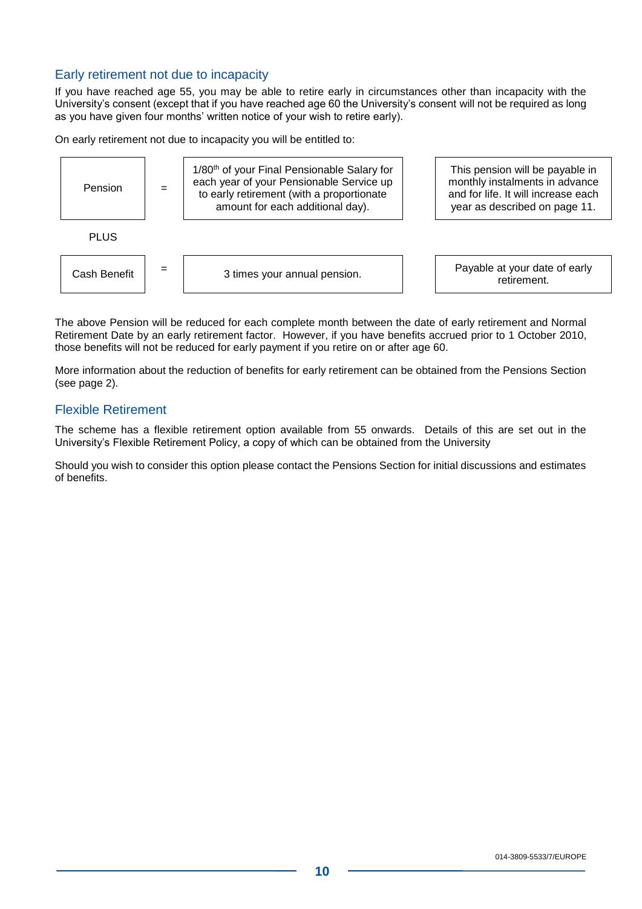## Early retirement not due to incapacity

If you have reached age 55, you may be able to retire early in circumstances other than incapacity with the University's consent (except that if you have reached age 60 the University's consent will not be required as long as you have given four months' written notice of your wish to retire early).

On early retirement not due to incapacity you will be entitled to:

| | | | |
|---|---|---|---|
| Pension | = | 1/80th of your Final Pensionable Salary for each year of your Pensionable Service up to early retirement (with a proportionate amount for each additional day). | This pension will be payable in monthly instalments in advance and for life. It will increase each year as described on page 11. |
| PLUS | | | |
| Cash Benefit | = | 3 times your annual pension. | Payable at your date of early retirement. |

The above Pension will be reduced for each complete month between the date of early retirement and Normal Retirement Date by an early retirement factor. However, if you have benefits accrued prior to 1 October 2010, those benefits will not be reduced for early payment if you retire on or after age 60.

More information about the reduction of benefits for early retirement can be obtained from the Pensions Section (see page 2).

## Flexible Retirement

The scheme has a flexible retirement option available from 55 onwards. Details of this are set out in the University's Flexible Retirement Policy, a copy of which can be obtained from the University

Should you wish to consider this option please contact the Pensions Section for initial discussions and estimates of benefits.

014-3809-5533/7/EUROPE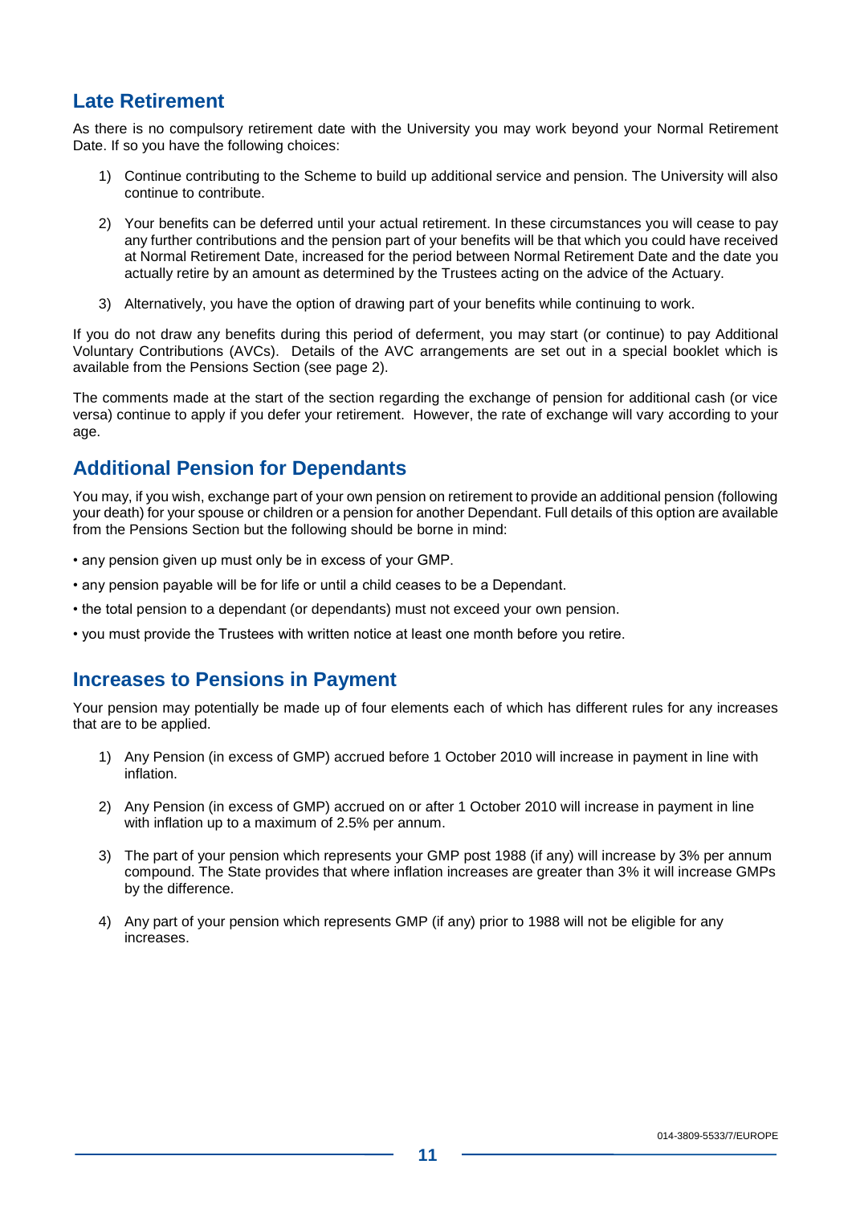## Late Retirement

As there is no compulsory retirement date with the University you may work beyond your Normal Retirement Date. If so you have the following choices:

1) Continue contributing to the Scheme to build up additional service and pension. The University will also continue to contribute.

2) Your benefits can be deferred until your actual retirement. In these circumstances you will cease to pay any further contributions and the pension part of your benefits will be that which you could have received at Normal Retirement Date, increased for the period between Normal Retirement Date and the date you actually retire by an amount as determined by the Trustees acting on the advice of the Actuary.

3) Alternatively, you have the option of drawing part of your benefits while continuing to work.

If you do not draw any benefits during this period of deferment, you may start (or continue) to pay Additional Voluntary Contributions (AVCs). Details of the AVC arrangements are set out in a special booklet which is available from the Pensions Section (see page 2).

The comments made at the start of the section regarding the exchange of pension for additional cash (or vice versa) continue to apply if you defer your retirement. However, the rate of exchange will vary according to your age.

## Additional Pension for Dependants

You may, if you wish, exchange part of your own pension on retirement to provide an additional pension (following your death) for your spouse or children or a pension for another Dependant. Full details of this option are available from the Pensions Section but the following should be borne in mind:

- any pension given up must only be in excess of your GMP.
- any pension payable will be for life or until a child ceases to be a Dependant.
- the total pension to a dependant (or dependants) must not exceed your own pension.
- you must provide the Trustees with written notice at least one month before you retire.

## Increases to Pensions in Payment

Your pension may potentially be made up of four elements each of which has different rules for any increases that are to be applied.

1) Any Pension (in excess of GMP) accrued before 1 October 2010 will increase in payment in line with inflation.

2) Any Pension (in excess of GMP) accrued on or after 1 October 2010 will increase in payment in line with inflation up to a maximum of 2.5% per annum.

3) The part of your pension which represents your GMP post 1988 (if any) will increase by 3% per annum compound. The State provides that where inflation increases are greater than 3% it will increase GMPs by the difference.

4) Any part of your pension which represents GMP (if any) prior to 1988 will not be eligible for any increases.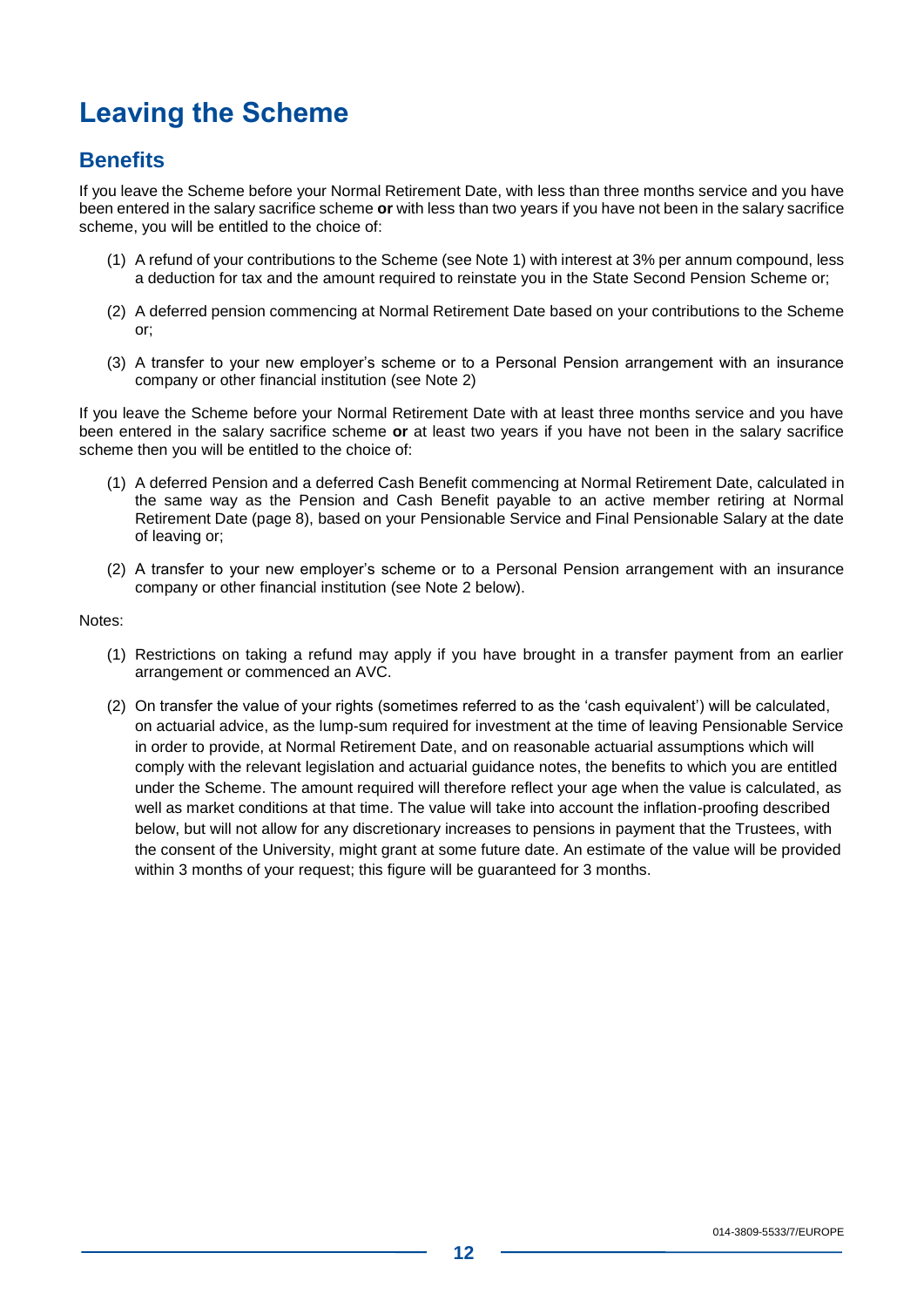# Leaving the Scheme

## Benefits

If you leave the Scheme before your Normal Retirement Date, with less than three months service and you have been entered in the salary sacrifice scheme **or** with less than two years if you have not been in the salary sacrifice scheme, you will be entitled to the choice of:

(1) A refund of your contributions to the Scheme (see Note 1) with interest at 3% per annum compound, less a deduction for tax and the amount required to reinstate you in the State Second Pension Scheme or;

(2) A deferred pension commencing at Normal Retirement Date based on your contributions to the Scheme or;

(3) A transfer to your new employer's scheme or to a Personal Pension arrangement with an insurance company or other financial institution (see Note 2)

If you leave the Scheme before your Normal Retirement Date with at least three months service and you have been entered in the salary sacrifice scheme **or** at least two years if you have not been in the salary sacrifice scheme then you will be entitled to the choice of:

(1) A deferred Pension and a deferred Cash Benefit commencing at Normal Retirement Date, calculated in the same way as the Pension and Cash Benefit payable to an active member retiring at Normal Retirement Date (page 8), based on your Pensionable Service and Final Pensionable Salary at the date of leaving or;

(2) A transfer to your new employer's scheme or to a Personal Pension arrangement with an insurance company or other financial institution (see Note 2 below).

Notes:

(1) Restrictions on taking a refund may apply if you have brought in a transfer payment from an earlier arrangement or commenced an AVC.

(2) On transfer the value of your rights (sometimes referred to as the 'cash equivalent') will be calculated, on actuarial advice, as the lump-sum required for investment at the time of leaving Pensionable Service in order to provide, at Normal Retirement Date, and on reasonable actuarial assumptions which will comply with the relevant legislation and actuarial guidance notes, the benefits to which you are entitled under the Scheme. The amount required will therefore reflect your age when the value is calculated, as well as market conditions at that time. The value will take into account the inflation-proofing described below, but will not allow for any discretionary increases to pensions in payment that the Trustees, with the consent of the University, might grant at some future date. An estimate of the value will be provided within 3 months of your request; this figure will be guaranteed for 3 months.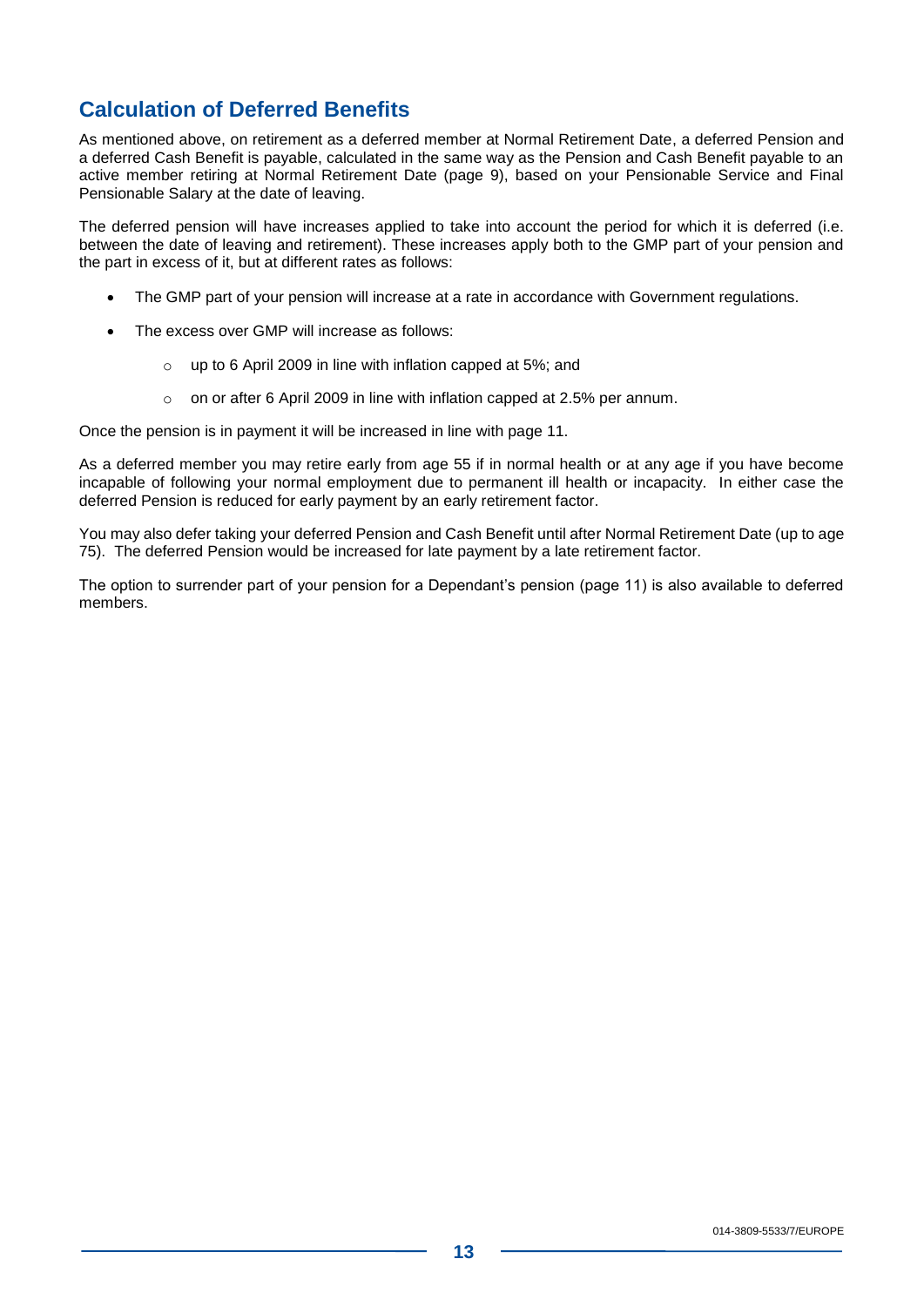## Calculation of Deferred Benefits

As mentioned above, on retirement as a deferred member at Normal Retirement Date, a deferred Pension and a deferred Cash Benefit is payable, calculated in the same way as the Pension and Cash Benefit payable to an active member retiring at Normal Retirement Date (page 9), based on your Pensionable Service and Final Pensionable Salary at the date of leaving.

The deferred pension will have increases applied to take into account the period for which it is deferred (i.e. between the date of leaving and retirement). These increases apply both to the GMP part of your pension and the part in excess of it, but at different rates as follows:

- The GMP part of your pension will increase at a rate in accordance with Government regulations.
- The excess over GMP will increase as follows:
  - up to 6 April 2009 in line with inflation capped at 5%; and
  - on or after 6 April 2009 in line with inflation capped at 2.5% per annum.

Once the pension is in payment it will be increased in line with page 11.

As a deferred member you may retire early from age 55 if in normal health or at any age if you have become incapable of following your normal employment due to permanent ill health or incapacity. In either case the deferred Pension is reduced for early payment by an early retirement factor.

You may also defer taking your deferred Pension and Cash Benefit until after Normal Retirement Date (up to age 75). The deferred Pension would be increased for late payment by a late retirement factor.

The option to surrender part of your pension for a Dependant's pension (page 11) is also available to deferred members.

014-3809-5533/7/EUROPE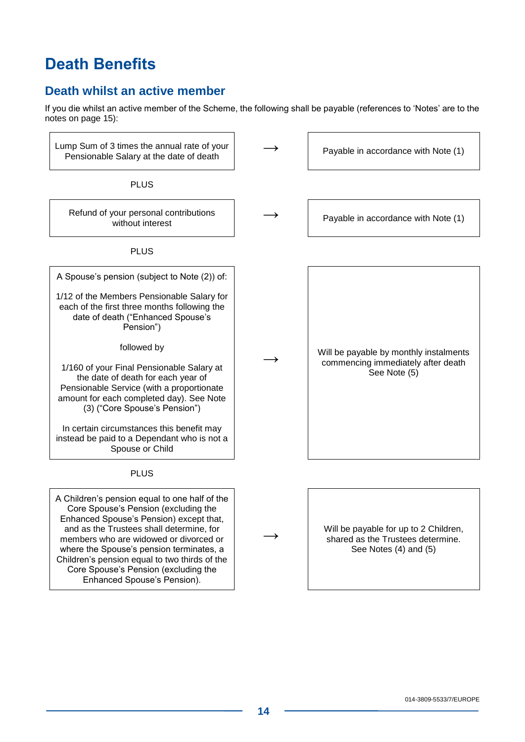# Death Benefits

## Death whilst an active member

If you die whilst an active member of the Scheme, the following shall be payable (references to 'Notes' are to the notes on page 15):

| Benefit | | Payment |
|---|---|---|
| Lump Sum of 3 times the annual rate of your Pensionable Salary at the date of death | → | Payable in accordance with Note (1) |
| PLUS | | |
| Refund of your personal contributions without interest | → | Payable in accordance with Note (1) |
| PLUS | | |
| A Spouse's pension (subject to Note (2)) of:<br><br>1/12 of the Members Pensionable Salary for each of the first three months following the date of death ("Enhanced Spouse's Pension")<br><br>followed by<br><br>1/160 of your Final Pensionable Salary at the date of death for each year of Pensionable Service (with a proportionate amount for each completed day). See Note (3) ("Core Spouse's Pension")<br><br>In certain circumstances this benefit may instead be paid to a Dependant who is not a Spouse or Child | → | Will be payable by monthly instalments commencing immediately after death See Note (5) |
| PLUS | | |
| A Children's pension equal to one half of the Core Spouse's Pension (excluding the Enhanced Spouse's Pension) except that, and as the Trustees shall determine, for members who are widowed or divorced or where the Spouse's pension terminates, a Children's pension equal to two thirds of the Core Spouse's Pension (excluding the Enhanced Spouse's Pension). | → | Will be payable for up to 2 Children, shared as the Trustees determine. See Notes (4) and (5) |

014-3809-5533/7/EUROPE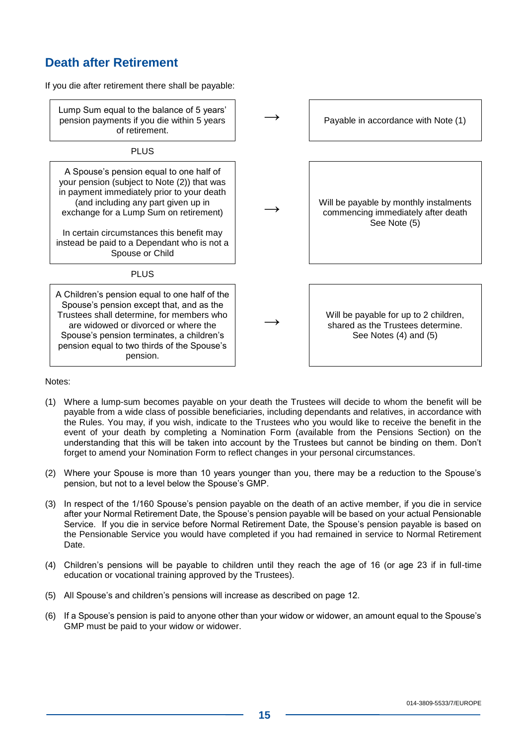## Death after Retirement

If you die after retirement there shall be payable:

| Benefit | | Payment |
|---|---|---|
| Lump Sum equal to the balance of 5 years' pension payments if you die within 5 years of retirement. | → | Payable in accordance with Note (1) |
| PLUS | | |
| A Spouse's pension equal to one half of your pension (subject to Note (2)) that was in payment immediately prior to your death (and including any part given up in exchange for a Lump Sum on retirement)<br><br>In certain circumstances this benefit may instead be paid to a Dependant who is not a Spouse or Child | → | Will be payable by monthly instalments commencing immediately after death See Note (5) |
| PLUS | | |
| A Children's pension equal to one half of the Spouse's pension except that, and as the Trustees shall determine, for members who are widowed or divorced or where the Spouse's pension terminates, a children's pension equal to two thirds of the Spouse's pension. | → | Will be payable for up to 2 children, shared as the Trustees determine. See Notes (4) and (5) |

Notes:

(1) Where a lump-sum becomes payable on your death the Trustees will decide to whom the benefit will be payable from a wide class of possible beneficiaries, including dependants and relatives, in accordance with the Rules. You may, if you wish, indicate to the Trustees who you would like to receive the benefit in the event of your death by completing a Nomination Form (available from the Pensions Section) on the understanding that this will be taken into account by the Trustees but cannot be binding on them. Don't forget to amend your Nomination Form to reflect changes in your personal circumstances.

(2) Where your Spouse is more than 10 years younger than you, there may be a reduction to the Spouse's pension, but not to a level below the Spouse's GMP.

(3) In respect of the 1/160 Spouse's pension payable on the death of an active member, if you die in service after your Normal Retirement Date, the Spouse's pension payable will be based on your actual Pensionable Service. If you die in service before Normal Retirement Date, the Spouse's pension payable is based on the Pensionable Service you would have completed if you had remained in service to Normal Retirement Date.

(4) Children's pensions will be payable to children until they reach the age of 16 (or age 23 if in full-time education or vocational training approved by the Trustees).

(5) All Spouse's and children's pensions will increase as described on page 12.

(6) If a Spouse's pension is paid to anyone other than your widow or widower, an amount equal to the Spouse's GMP must be paid to your widow or widower.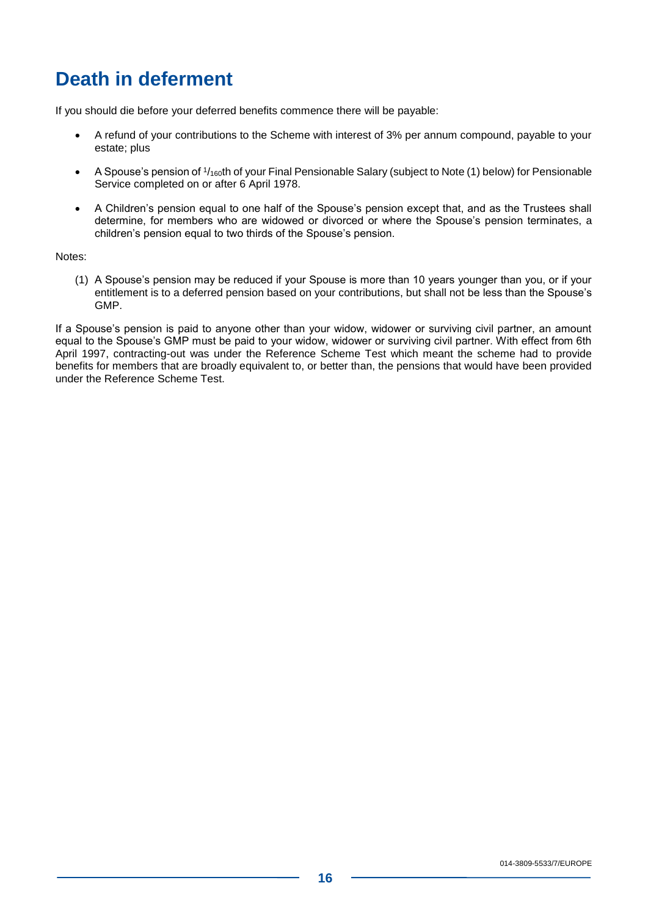# Death in deferment

If you should die before your deferred benefits commence there will be payable:

- A refund of your contributions to the Scheme with interest of 3% per annum compound, payable to your estate; plus
- A Spouse's pension of $^{1}/_{160}$th of your Final Pensionable Salary (subject to Note (1) below) for Pensionable Service completed on or after 6 April 1978.
- A Children's pension equal to one half of the Spouse's pension except that, and as the Trustees shall determine, for members who are widowed or divorced or where the Spouse's pension terminates, a children's pension equal to two thirds of the Spouse's pension.

Notes:

(1) A Spouse's pension may be reduced if your Spouse is more than 10 years younger than you, or if your entitlement is to a deferred pension based on your contributions, but shall not be less than the Spouse's GMP.

If a Spouse's pension is paid to anyone other than your widow, widower or surviving civil partner, an amount equal to the Spouse's GMP must be paid to your widow, widower or surviving civil partner. With effect from 6th April 1997, contracting-out was under the Reference Scheme Test which meant the scheme had to provide benefits for members that are broadly equivalent to, or better than, the pensions that would have been provided under the Reference Scheme Test.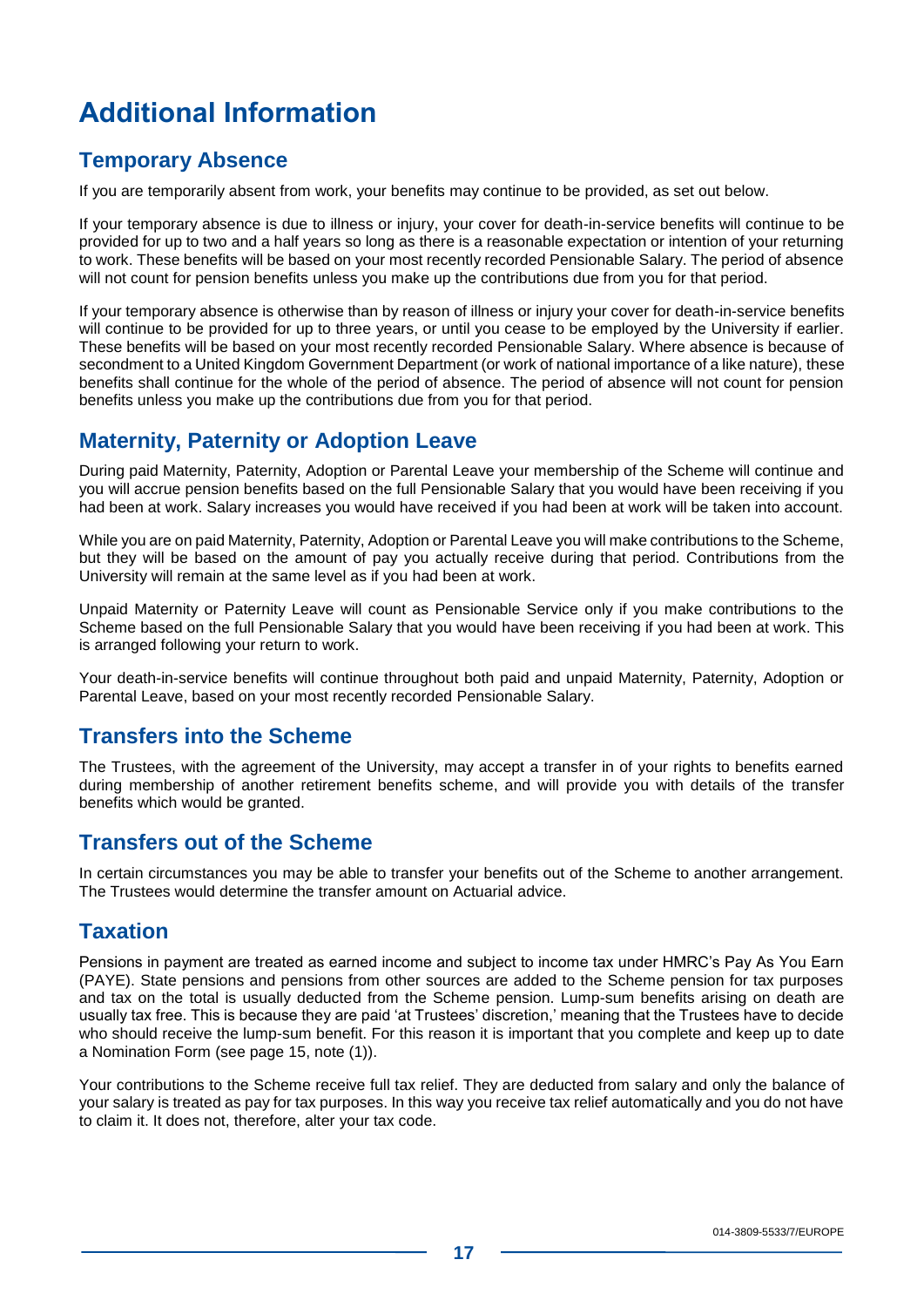# Additional Information

## Temporary Absence

If you are temporarily absent from work, your benefits may continue to be provided, as set out below.

If your temporary absence is due to illness or injury, your cover for death-in-service benefits will continue to be provided for up to two and a half years so long as there is a reasonable expectation or intention of your returning to work. These benefits will be based on your most recently recorded Pensionable Salary. The period of absence will not count for pension benefits unless you make up the contributions due from you for that period.

If your temporary absence is otherwise than by reason of illness or injury your cover for death-in-service benefits will continue to be provided for up to three years, or until you cease to be employed by the University if earlier. These benefits will be based on your most recently recorded Pensionable Salary. Where absence is because of secondment to a United Kingdom Government Department (or work of national importance of a like nature), these benefits shall continue for the whole of the period of absence. The period of absence will not count for pension benefits unless you make up the contributions due from you for that period.

## Maternity, Paternity or Adoption Leave

During paid Maternity, Paternity, Adoption or Parental Leave your membership of the Scheme will continue and you will accrue pension benefits based on the full Pensionable Salary that you would have been receiving if you had been at work. Salary increases you would have received if you had been at work will be taken into account.

While you are on paid Maternity, Paternity, Adoption or Parental Leave you will make contributions to the Scheme, but they will be based on the amount of pay you actually receive during that period. Contributions from the University will remain at the same level as if you had been at work.

Unpaid Maternity or Paternity Leave will count as Pensionable Service only if you make contributions to the Scheme based on the full Pensionable Salary that you would have been receiving if you had been at work. This is arranged following your return to work.

Your death-in-service benefits will continue throughout both paid and unpaid Maternity, Paternity, Adoption or Parental Leave, based on your most recently recorded Pensionable Salary.

## Transfers into the Scheme

The Trustees, with the agreement of the University, may accept a transfer in of your rights to benefits earned during membership of another retirement benefits scheme, and will provide you with details of the transfer benefits which would be granted.

## Transfers out of the Scheme

In certain circumstances you may be able to transfer your benefits out of the Scheme to another arrangement. The Trustees would determine the transfer amount on Actuarial advice.

## Taxation

Pensions in payment are treated as earned income and subject to income tax under HMRC's Pay As You Earn (PAYE). State pensions and pensions from other sources are added to the Scheme pension for tax purposes and tax on the total is usually deducted from the Scheme pension. Lump-sum benefits arising on death are usually tax free. This is because they are paid 'at Trustees' discretion,' meaning that the Trustees have to decide who should receive the lump-sum benefit. For this reason it is important that you complete and keep up to date a Nomination Form (see page 15, note (1)).

Your contributions to the Scheme receive full tax relief. They are deducted from salary and only the balance of your salary is treated as pay for tax purposes. In this way you receive tax relief automatically and you do not have to claim it. It does not, therefore, alter your tax code.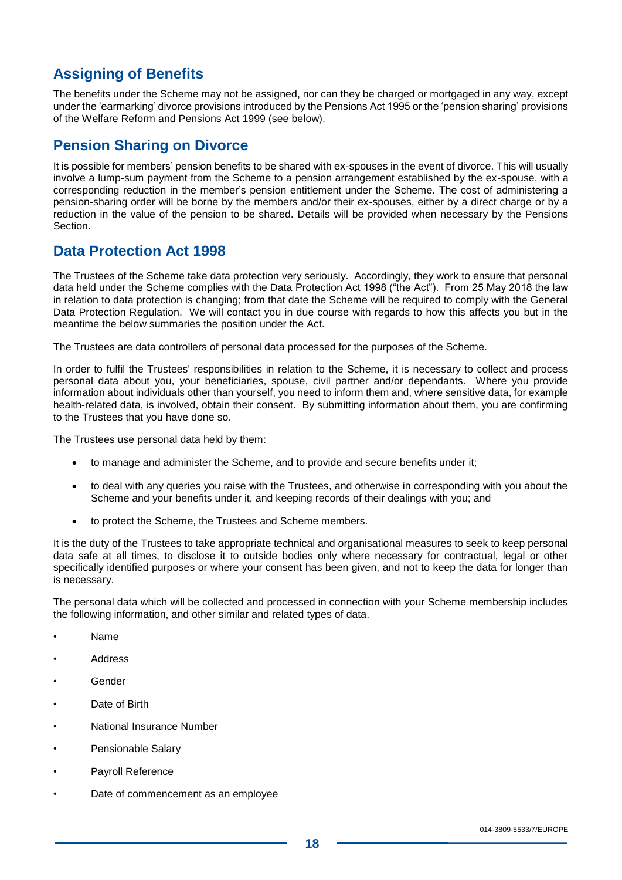## Assigning of Benefits

The benefits under the Scheme may not be assigned, nor can they be charged or mortgaged in any way, except under the 'earmarking' divorce provisions introduced by the Pensions Act 1995 or the 'pension sharing' provisions of the Welfare Reform and Pensions Act 1999 (see below).

## Pension Sharing on Divorce

It is possible for members' pension benefits to be shared with ex-spouses in the event of divorce. This will usually involve a lump-sum payment from the Scheme to a pension arrangement established by the ex-spouse, with a corresponding reduction in the member's pension entitlement under the Scheme. The cost of administering a pension-sharing order will be borne by the members and/or their ex-spouses, either by a direct charge or by a reduction in the value of the pension to be shared. Details will be provided when necessary by the Pensions Section.

## Data Protection Act 1998

The Trustees of the Scheme take data protection very seriously. Accordingly, they work to ensure that personal data held under the Scheme complies with the Data Protection Act 1998 ("the Act"). From 25 May 2018 the law in relation to data protection is changing; from that date the Scheme will be required to comply with the General Data Protection Regulation. We will contact you in due course with regards to how this affects you but in the meantime the below summaries the position under the Act.

The Trustees are data controllers of personal data processed for the purposes of the Scheme.

In order to fulfil the Trustees' responsibilities in relation to the Scheme, it is necessary to collect and process personal data about you, your beneficiaries, spouse, civil partner and/or dependants. Where you provide information about individuals other than yourself, you need to inform them and, where sensitive data, for example health-related data, is involved, obtain their consent. By submitting information about them, you are confirming to the Trustees that you have done so.

The Trustees use personal data held by them:

- to manage and administer the Scheme, and to provide and secure benefits under it;
- to deal with any queries you raise with the Trustees, and otherwise in corresponding with you about the Scheme and your benefits under it, and keeping records of their dealings with you; and
- to protect the Scheme, the Trustees and Scheme members.

It is the duty of the Trustees to take appropriate technical and organisational measures to seek to keep personal data safe at all times, to disclose it to outside bodies only where necessary for contractual, legal or other specifically identified purposes or where your consent has been given, and not to keep the data for longer than is necessary.

The personal data which will be collected and processed in connection with your Scheme membership includes the following information, and other similar and related types of data.

- Name
- Address
- Gender
- Date of Birth
- National Insurance Number
- Pensionable Salary
- Payroll Reference
- Date of commencement as an employee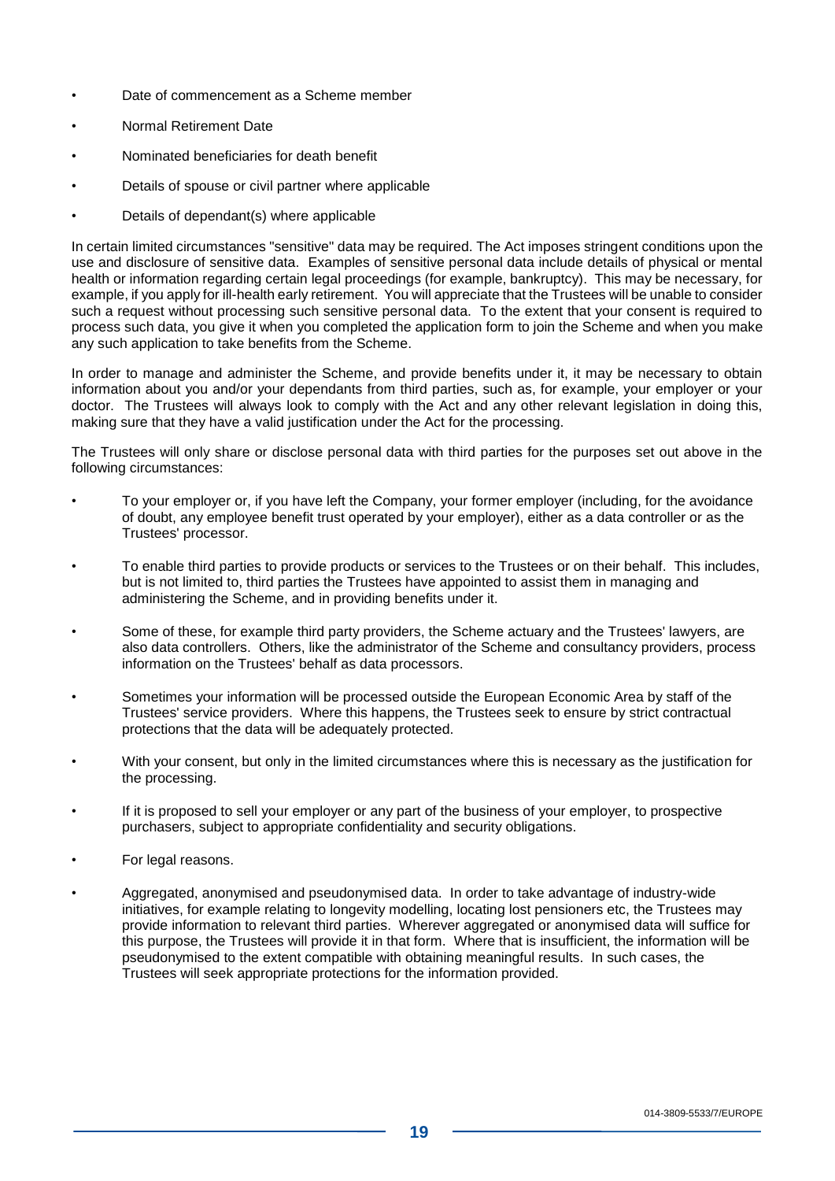- Date of commencement as a Scheme member
- Normal Retirement Date
- Nominated beneficiaries for death benefit
- Details of spouse or civil partner where applicable
- Details of dependant(s) where applicable

In certain limited circumstances "sensitive" data may be required. The Act imposes stringent conditions upon the use and disclosure of sensitive data. Examples of sensitive personal data include details of physical or mental health or information regarding certain legal proceedings (for example, bankruptcy). This may be necessary, for example, if you apply for ill-health early retirement. You will appreciate that the Trustees will be unable to consider such a request without processing such sensitive personal data. To the extent that your consent is required to process such data, you give it when you completed the application form to join the Scheme and when you make any such application to take benefits from the Scheme.

In order to manage and administer the Scheme, and provide benefits under it, it may be necessary to obtain information about you and/or your dependants from third parties, such as, for example, your employer or your doctor. The Trustees will always look to comply with the Act and any other relevant legislation in doing this, making sure that they have a valid justification under the Act for the processing.

The Trustees will only share or disclose personal data with third parties for the purposes set out above in the following circumstances:

- To your employer or, if you have left the Company, your former employer (including, for the avoidance of doubt, any employee benefit trust operated by your employer), either as a data controller or as the Trustees' processor.
- To enable third parties to provide products or services to the Trustees or on their behalf. This includes, but is not limited to, third parties the Trustees have appointed to assist them in managing and administering the Scheme, and in providing benefits under it.
- Some of these, for example third party providers, the Scheme actuary and the Trustees' lawyers, are also data controllers. Others, like the administrator of the Scheme and consultancy providers, process information on the Trustees' behalf as data processors.
- Sometimes your information will be processed outside the European Economic Area by staff of the Trustees' service providers. Where this happens, the Trustees seek to ensure by strict contractual protections that the data will be adequately protected.
- With your consent, but only in the limited circumstances where this is necessary as the justification for the processing.
- If it is proposed to sell your employer or any part of the business of your employer, to prospective purchasers, subject to appropriate confidentiality and security obligations.
- For legal reasons.
- Aggregated, anonymised and pseudonymised data. In order to take advantage of industry-wide initiatives, for example relating to longevity modelling, locating lost pensioners etc, the Trustees may provide information to relevant third parties. Wherever aggregated or anonymised data will suffice for this purpose, the Trustees will provide it in that form. Where that is insufficient, the information will be pseudonymised to the extent compatible with obtaining meaningful results. In such cases, the Trustees will seek appropriate protections for the information provided.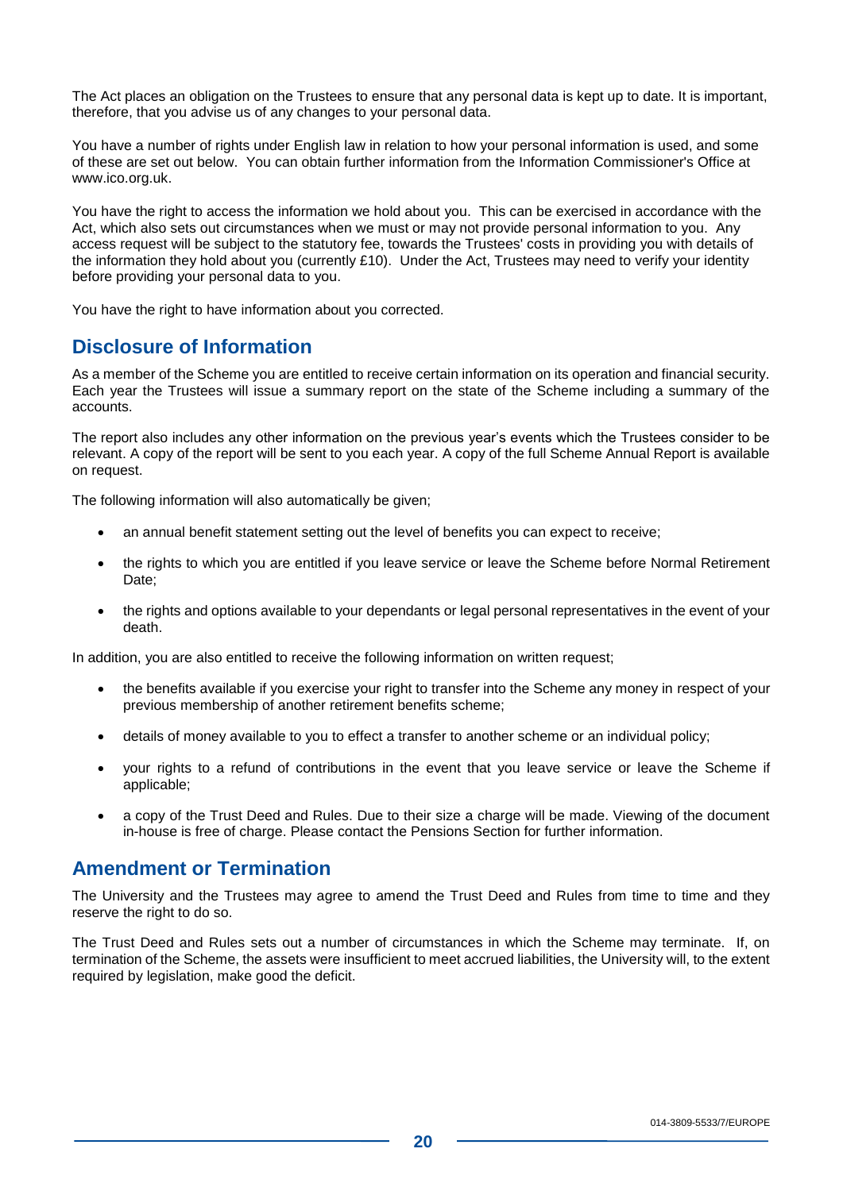The Act places an obligation on the Trustees to ensure that any personal data is kept up to date. It is important, therefore, that you advise us of any changes to your personal data.

You have a number of rights under English law in relation to how your personal information is used, and some of these are set out below. You can obtain further information from the Information Commissioner's Office at www.ico.org.uk.

You have the right to access the information we hold about you. This can be exercised in accordance with the Act, which also sets out circumstances when we must or may not provide personal information to you. Any access request will be subject to the statutory fee, towards the Trustees' costs in providing you with details of the information they hold about you (currently £10). Under the Act, Trustees may need to verify your identity before providing your personal data to you.

You have the right to have information about you corrected.

## Disclosure of Information

As a member of the Scheme you are entitled to receive certain information on its operation and financial security. Each year the Trustees will issue a summary report on the state of the Scheme including a summary of the accounts.

The report also includes any other information on the previous year's events which the Trustees consider to be relevant. A copy of the report will be sent to you each year. A copy of the full Scheme Annual Report is available on request.

The following information will also automatically be given;

- an annual benefit statement setting out the level of benefits you can expect to receive;
- the rights to which you are entitled if you leave service or leave the Scheme before Normal Retirement Date;
- the rights and options available to your dependants or legal personal representatives in the event of your death.

In addition, you are also entitled to receive the following information on written request;

- the benefits available if you exercise your right to transfer into the Scheme any money in respect of your previous membership of another retirement benefits scheme;
- details of money available to you to effect a transfer to another scheme or an individual policy;
- your rights to a refund of contributions in the event that you leave service or leave the Scheme if applicable;
- a copy of the Trust Deed and Rules. Due to their size a charge will be made. Viewing of the document in-house is free of charge. Please contact the Pensions Section for further information.

## Amendment or Termination

The University and the Trustees may agree to amend the Trust Deed and Rules from time to time and they reserve the right to do so.

The Trust Deed and Rules sets out a number of circumstances in which the Scheme may terminate. If, on termination of the Scheme, the assets were insufficient to meet accrued liabilities, the University will, to the extent required by legislation, make good the deficit.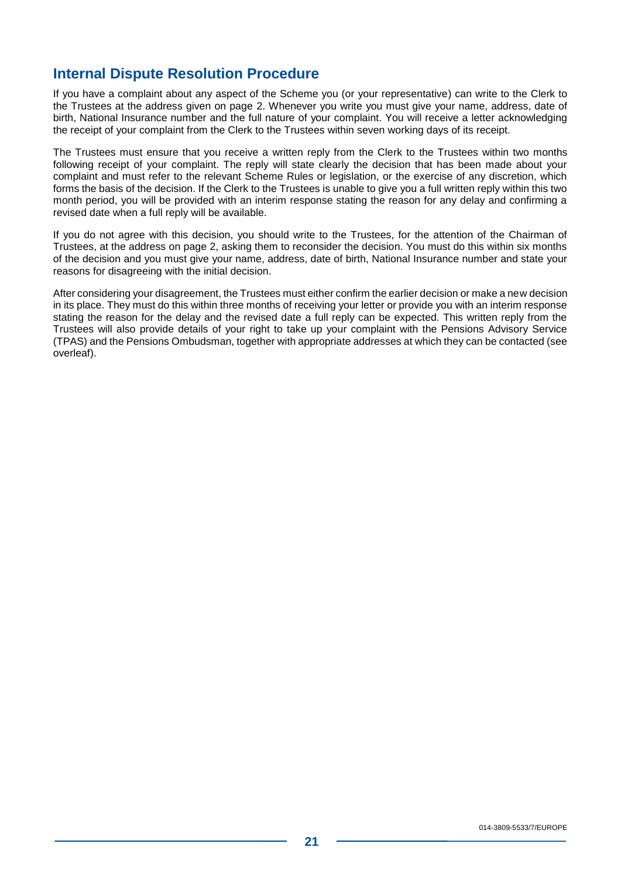## Internal Dispute Resolution Procedure

If you have a complaint about any aspect of the Scheme you (or your representative) can write to the Clerk to the Trustees at the address given on page 2. Whenever you write you must give your name, address, date of birth, National Insurance number and the full nature of your complaint. You will receive a letter acknowledging the receipt of your complaint from the Clerk to the Trustees within seven working days of its receipt.

The Trustees must ensure that you receive a written reply from the Clerk to the Trustees within two months following receipt of your complaint. The reply will state clearly the decision that has been made about your complaint and must refer to the relevant Scheme Rules or legislation, or the exercise of any discretion, which forms the basis of the decision. If the Clerk to the Trustees is unable to give you a full written reply within this two month period, you will be provided with an interim response stating the reason for any delay and confirming a revised date when a full reply will be available.

If you do not agree with this decision, you should write to the Trustees, for the attention of the Chairman of Trustees, at the address on page 2, asking them to reconsider the decision. You must do this within six months of the decision and you must give your name, address, date of birth, National Insurance number and state your reasons for disagreeing with the initial decision.

After considering your disagreement, the Trustees must either confirm the earlier decision or make a new decision in its place. They must do this within three months of receiving your letter or provide you with an interim response stating the reason for the delay and the revised date a full reply can be expected. This written reply from the Trustees will also provide details of your right to take up your complaint with the Pensions Advisory Service (TPAS) and the Pensions Ombudsman, together with appropriate addresses at which they can be contacted (see overleaf).

014-3809-5533/7/EUROPE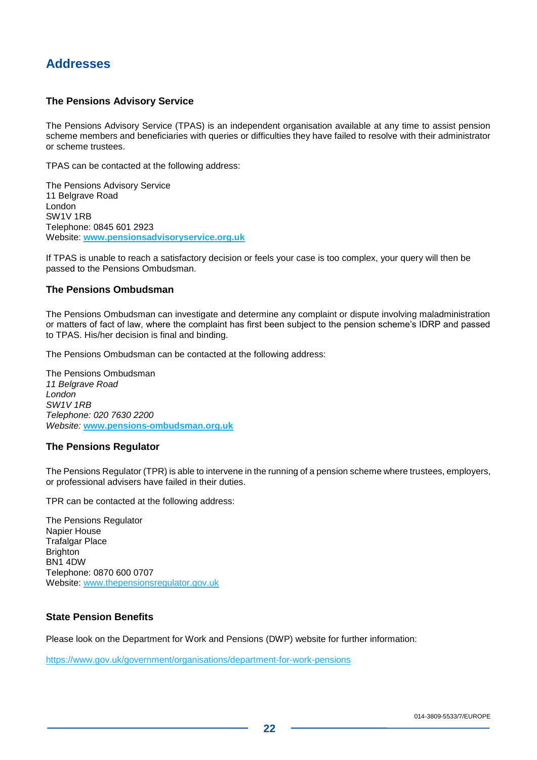## Addresses

### The Pensions Advisory Service

The Pensions Advisory Service (TPAS) is an independent organisation available at any time to assist pension scheme members and beneficiaries with queries or difficulties they have failed to resolve with their administrator or scheme trustees.

TPAS can be contacted at the following address:

The Pensions Advisory Service  
11 Belgrave Road  
London  
SW1V 1RB  
Telephone: 0845 601 2923  
Website: **www.pensionsadvisoryservice.org.uk**

If TPAS is unable to reach a satisfactory decision or feels your case is too complex, your query will then be passed to the Pensions Ombudsman.

### The Pensions Ombudsman

The Pensions Ombudsman can investigate and determine any complaint or dispute involving maladministration or matters of fact of law, where the complaint has first been subject to the pension scheme's IDRP and passed to TPAS. His/her decision is final and binding.

The Pensions Ombudsman can be contacted at the following address:

The Pensions Ombudsman  
*11 Belgrave Road*  
*London*  
*SW1V 1RB*  
*Telephone: 020 7630 2200*  
*Website:* **www.pensions-ombudsman.org.uk**

### The Pensions Regulator

The Pensions Regulator (TPR) is able to intervene in the running of a pension scheme where trustees, employers, or professional advisers have failed in their duties.

TPR can be contacted at the following address:

The Pensions Regulator  
Napier House  
Trafalgar Place  
Brighton  
BN1 4DW  
Telephone: 0870 600 0707  
Website: www.thepensionsregulator.gov.uk

### State Pension Benefits

Please look on the Department for Work and Pensions (DWP) website for further information:

https://www.gov.uk/government/organisations/department-for-work-pensions

014-3809-5533/7/EUROPE